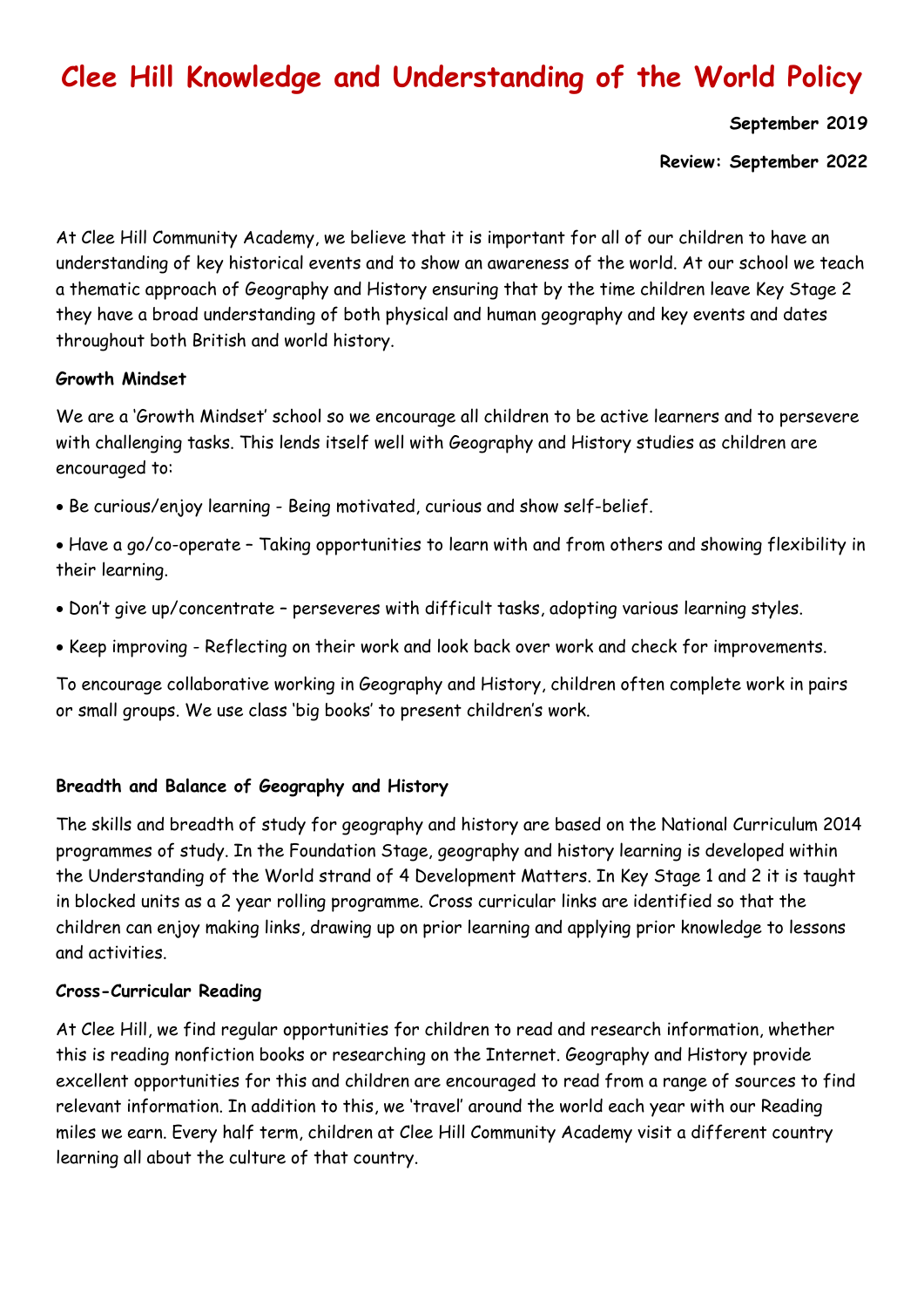# Clee Hill Knowledge and Understanding of the World Policy

**September 2019**

**Review: September 2022**

At Clee Hill Community Academy, we believe that it is important for all of our children to have an understanding of key historical events and to show an awareness of the world. At our school we teach a thematic approach of Geography and History ensuring that by the time children leave Key Stage 2 they have a broad understanding of both physical and human geography and key events and dates throughout both British and world history.

**Growth Mindset**

We are a 'Growth Mindset' school so we encourage all children to be active learners and to persevere with challenging tasks. This lends itself well with Geography and History studies as children are encouraged to:

- Be curious/enjoy learning - Being motivated, curious and show self-belief.
- Have a go/co-operate – Taking opportunities to learn with and from others and showing flexibility in their learning.
- Don't give up/concentrate – perseveres with difficult tasks, adopting various learning styles.
- Keep improving - Reflecting on their work and look back over work and check for improvements.

To encourage collaborative working in Geography and History, children often complete work in pairs or small groups. We use class 'big books' to present children's work.

**Breadth and Balance of Geography and History**

The skills and breadth of study for geography and history are based on the National Curriculum 2014 programmes of study. In the Foundation Stage, geography and history learning is developed within the Understanding of the World strand of 4 Development Matters. In Key Stage 1 and 2 it is taught in blocked units as a 2 year rolling programme. Cross curricular links are identified so that the children can enjoy making links, drawing up on prior learning and applying prior knowledge to lessons and activities.

**Cross-Curricular Reading**

At Clee Hill, we find regular opportunities for children to read and research information, whether this is reading nonfiction books or researching on the Internet. Geography and History provide excellent opportunities for this and children are encouraged to read from a range of sources to find relevant information. In addition to this, we 'travel' around the world each year with our Reading miles we earn. Every half term, children at Clee Hill Community Academy visit a different country learning all about the culture of that country.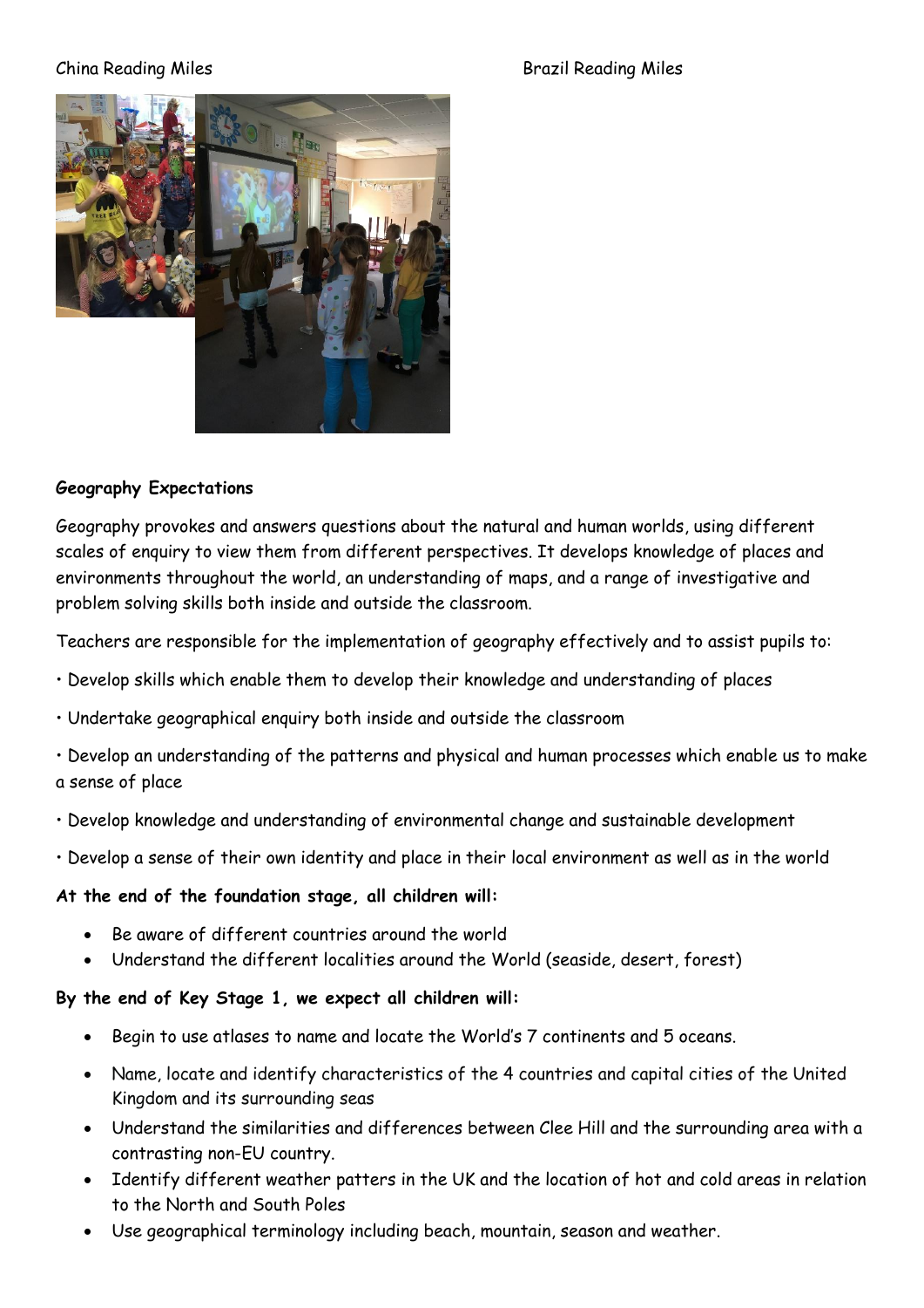China Reading Miles

Brazil Reading Miles

**Geography Expectations**

Geography provokes and answers questions about the natural and human worlds, using different scales of enquiry to view them from different perspectives. It develops knowledge of places and environments throughout the world, an understanding of maps, and a range of investigative and problem solving skills both inside and outside the classroom.

Teachers are responsible for the implementation of geography effectively and to assist pupils to:

• Develop skills which enable them to develop their knowledge and understanding of places

• Undertake geographical enquiry both inside and outside the classroom

• Develop an understanding of the patterns and physical and human processes which enable us to make a sense of place

• Develop knowledge and understanding of environmental change and sustainable development

• Develop a sense of their own identity and place in their local environment as well as in the world

**At the end of the foundation stage, all children will:**

- Be aware of different countries around the world
- Understand the different localities around the World (seaside, desert, forest)

**By the end of Key Stage 1, we expect all children will:**

- Begin to use atlases to name and locate the World's 7 continents and 5 oceans.
- Name, locate and identify characteristics of the 4 countries and capital cities of the United Kingdom and its surrounding seas
- Understand the similarities and differences between Clee Hill and the surrounding area with a contrasting non-EU country.
- Identify different weather patters in the UK and the location of hot and cold areas in relation to the North and South Poles
- Use geographical terminology including beach, mountain, season and weather.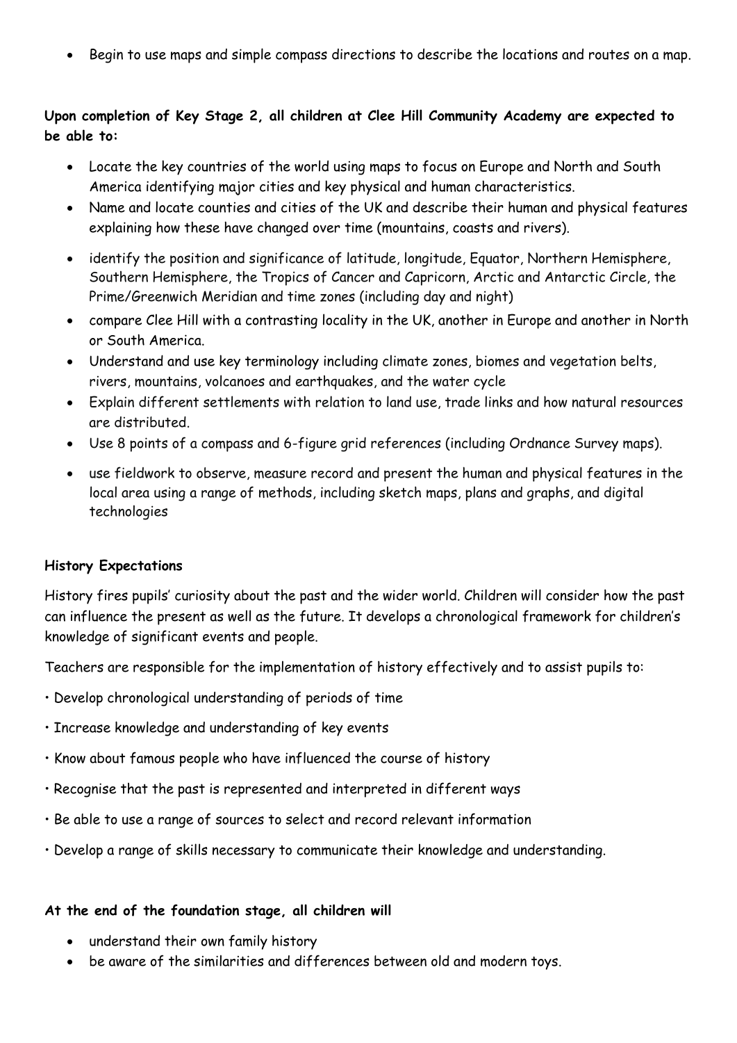- Begin to use maps and simple compass directions to describe the locations and routes on a map.

**Upon completion of Key Stage 2, all children at Clee Hill Community Academy are expected to be able to:**

- Locate the key countries of the world using maps to focus on Europe and North and South America identifying major cities and key physical and human characteristics.
- Name and locate counties and cities of the UK and describe their human and physical features explaining how these have changed over time (mountains, coasts and rivers).
- identify the position and significance of latitude, longitude, Equator, Northern Hemisphere, Southern Hemisphere, the Tropics of Cancer and Capricorn, Arctic and Antarctic Circle, the Prime/Greenwich Meridian and time zones (including day and night)
- compare Clee Hill with a contrasting locality in the UK, another in Europe and another in North or South America.
- Understand and use key terminology including climate zones, biomes and vegetation belts, rivers, mountains, volcanoes and earthquakes, and the water cycle
- Explain different settlements with relation to land use, trade links and how natural resources are distributed.
- Use 8 points of a compass and 6-figure grid references (including Ordnance Survey maps).
- use fieldwork to observe, measure record and present the human and physical features in the local area using a range of methods, including sketch maps, plans and graphs, and digital technologies

**History Expectations**

History fires pupils' curiosity about the past and the wider world. Children will consider how the past can influence the present as well as the future. It develops a chronological framework for children's knowledge of significant events and people.

Teachers are responsible for the implementation of history effectively and to assist pupils to:

• Develop chronological understanding of periods of time

• Increase knowledge and understanding of key events

• Know about famous people who have influenced the course of history

• Recognise that the past is represented and interpreted in different ways

• Be able to use a range of sources to select and record relevant information

• Develop a range of skills necessary to communicate their knowledge and understanding.

**At the end of the foundation stage, all children will**

- understand their own family history
- be aware of the similarities and differences between old and modern toys.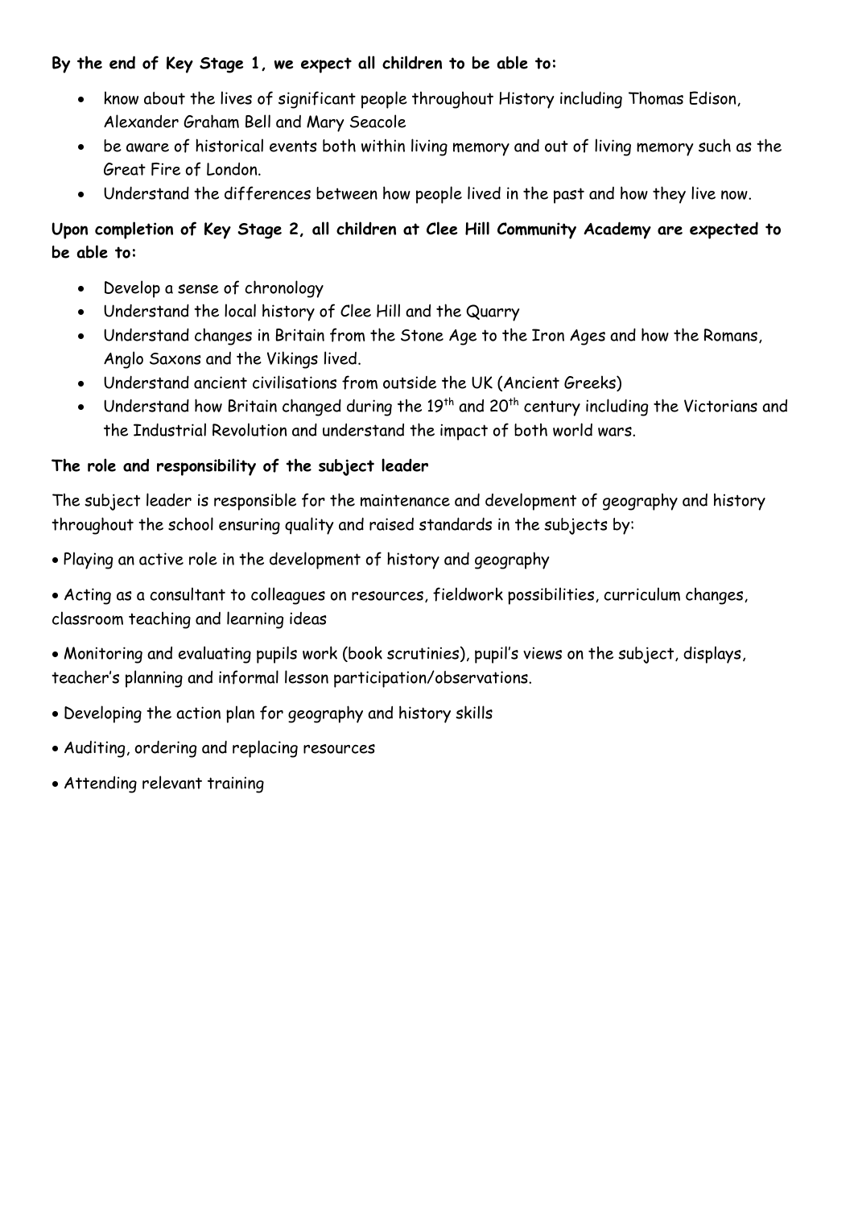**By the end of Key Stage 1, we expect all children to be able to:**

- know about the lives of significant people throughout History including Thomas Edison, Alexander Graham Bell and Mary Seacole
- be aware of historical events both within living memory and out of living memory such as the Great Fire of London.
- Understand the differences between how people lived in the past and how they live now.

**Upon completion of Key Stage 2, all children at Clee Hill Community Academy are expected to be able to:**

- Develop a sense of chronology
- Understand the local history of Clee Hill and the Quarry
- Understand changes in Britain from the Stone Age to the Iron Ages and how the Romans, Anglo Saxons and the Vikings lived.
- Understand ancient civilisations from outside the UK (Ancient Greeks)
- Understand how Britain changed during the 19th and 20th century including the Victorians and the Industrial Revolution and understand the impact of both world wars.

**The role and responsibility of the subject leader**

The subject leader is responsible for the maintenance and development of geography and history throughout the school ensuring quality and raised standards in the subjects by:

- Playing an active role in the development of history and geography
- Acting as a consultant to colleagues on resources, fieldwork possibilities, curriculum changes, classroom teaching and learning ideas
- Monitoring and evaluating pupils work (book scrutinies), pupil's views on the subject, displays, teacher's planning and informal lesson participation/observations.
- Developing the action plan for geography and history skills
- Auditing, ordering and replacing resources
- Attending relevant training